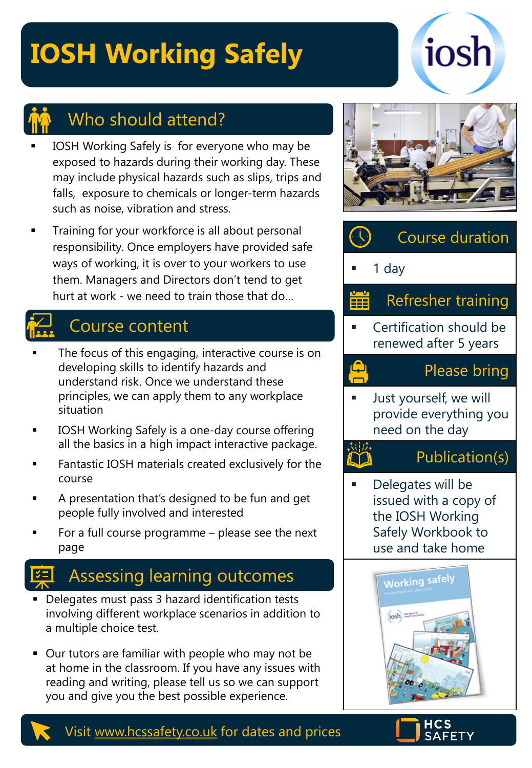# IOSH Working Safely

## Who should attend?

- IOSH Working Safely is  for everyone who may be exposed to hazards during their working day. These may include physical hazards such as slips, trips and falls,  exposure to chemicals or longer-term hazards such as noise, vibration and stress.
- Training for your workforce is all about personal responsibility. Once employers have provided safe ways of working, it is over to your workers to use them. Managers and Directors don't tend to get hurt at work - we need to train those that do...

## Course content

- The focus of this engaging, interactive course is on developing skills to identify hazards and understand risk. Once we understand these principles, we can apply them to any workplace situation
- IOSH Working Safely is a one-day course offering all the basics in a high impact interactive package.
- Fantastic IOSH materials created exclusively for the course
- A presentation that's designed to be fun and get people fully involved and interested
- For a full course programme – please see the next page

## Assessing learning outcomes

- Delegates must pass 3 hazard identification tests involving different workplace scenarios in addition to a multiple choice test.
- Our tutors are familiar with people who may not be at home in the classroom. If you have any issues with reading and writing, please tell us so we can support you and give you the best possible experience.

## Course duration

- 1 day

## Refresher training

- Certification should be renewed after 5 years

## Please bring

- Just yourself, we will provide everything you need on the day

## Publication(s)

- Delegates will be issued with a copy of the IOSH Working Safely Workbook to use and take home

Visit www.hcssafety.co.uk for dates and prices

HCS SAFETY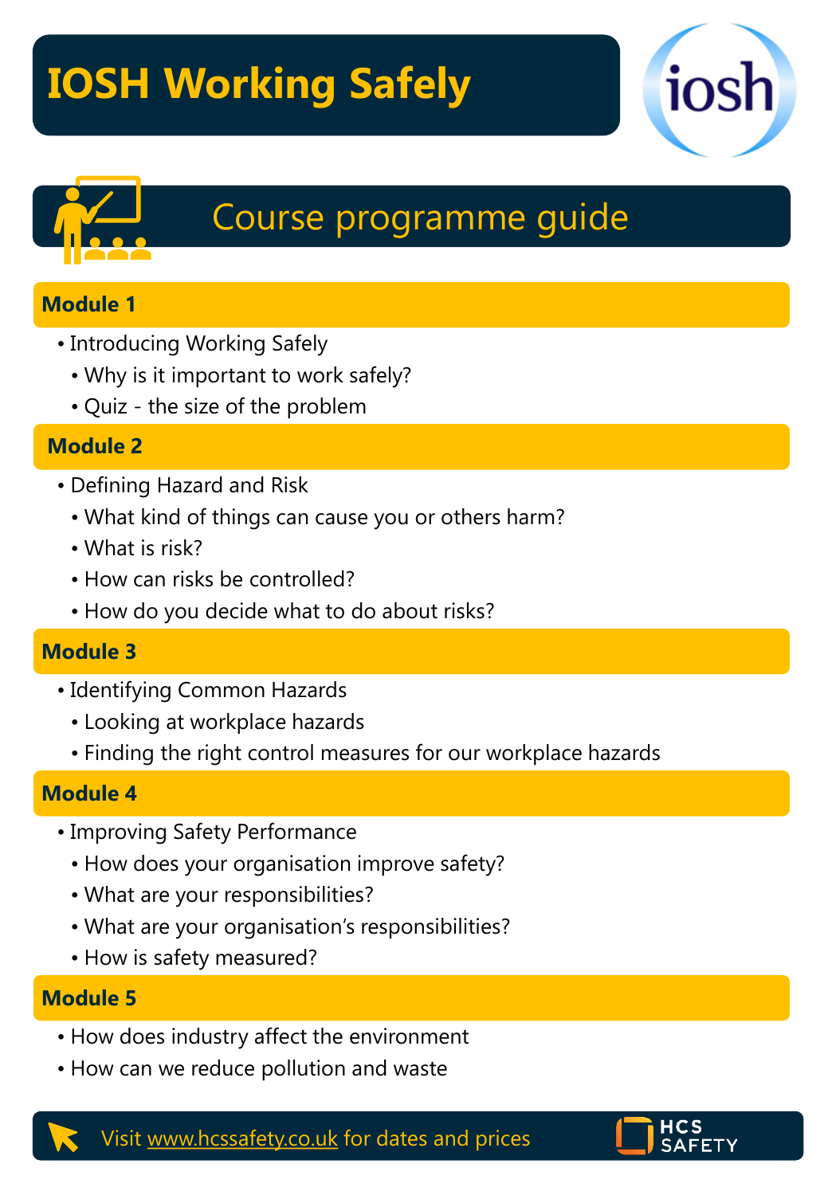# IOSH Working Safely

## Course programme guide

### Module 1

- Introducing Working Safely
  - Why is it important to work safely?
  - Quiz - the size of the problem

### Module 2

- Defining Hazard and Risk
  - What kind of things can cause you or others harm?
  - What is risk?
  - How can risks be controlled?
  - How do you decide what to do about risks?

### Module 3

- Identifying Common Hazards
  - Looking at workplace hazards
  - Finding the right control measures for our workplace hazards

### Module 4

- Improving Safety Performance
  - How does your organisation improve safety?
  - What are your responsibilities?
  - What are your organisation's responsibilities?
  - How is safety measured?

### Module 5

- How does industry affect the environment
- How can we reduce pollution and waste

Visit [www.hcssafety.co.uk](http://www.hcssafety.co.uk) for dates and prices

HCS SAFETY